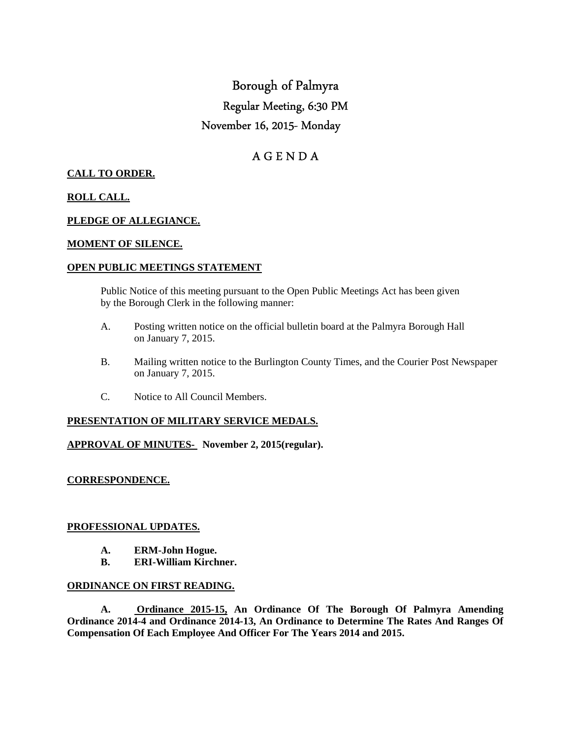# Borough of Palmyra

## Regular Meeting, 6:30 PM

## November 16, 2015- Monday

## A G E N D A

**CALL TO ORDER.**

**ROLL CALL.**

**PLEDGE OF ALLEGIANCE.**

**MOMENT OF SILENCE.**

**OPEN PUBLIC MEETINGS STATEMENT**

Public Notice of this meeting pursuant to the Open Public Meetings Act has been given by the Borough Clerk in the following manner:

A. Posting written notice on the official bulletin board at the Palmyra Borough Hall on January 7, 2015.

B. Mailing written notice to the Burlington County Times, and the Courier Post Newspaper on January 7, 2015.

C. Notice to All Council Members.

**PRESENTATION OF MILITARY SERVICE MEDALS.**

**APPROVAL OF MINUTES- November 2, 2015(regular).**

**CORRESPONDENCE.**

**PROFESSIONAL UPDATES.**

**A. ERM-John Hogue.**
**B. ERI-William Kirchner.**

**ORDINANCE ON FIRST READING.**

**A. Ordinance 2015-15, An Ordinance Of The Borough Of Palmyra Amending Ordinance 2014-4 and Ordinance 2014-13, An Ordinance to Determine The Rates And Ranges Of Compensation Of Each Employee And Officer For The Years 2014 and 2015.**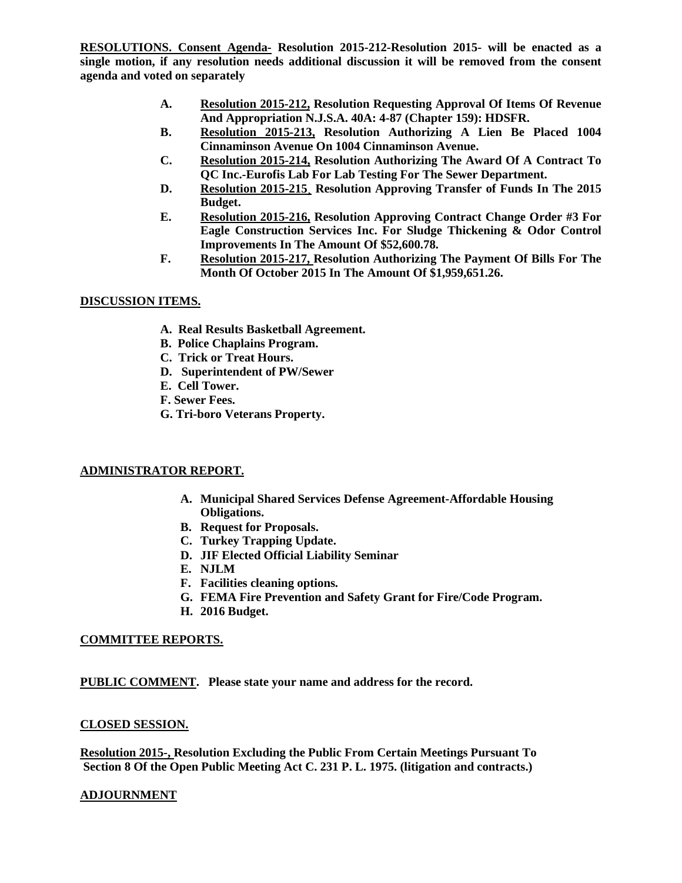**RESOLUTIONS. Consent Agenda- Resolution 2015-212-Resolution 2015- will be enacted as a single motion, if any resolution needs additional discussion it will be removed from the consent agenda and voted on separately**

- **A. Resolution 2015-212, Resolution Requesting Approval Of Items Of Revenue And Appropriation N.J.S.A. 40A: 4-87 (Chapter 159): HDSFR.**
- **B. Resolution 2015-213, Resolution Authorizing A Lien Be Placed 1004 Cinnaminson Avenue On 1004 Cinnaminson Avenue.**
- **C. Resolution 2015-214, Resolution Authorizing The Award Of A Contract To QC Inc.-Eurofis Lab For Lab Testing For The Sewer Department.**
- **D. Resolution 2015-215, Resolution Approving Transfer of Funds In The 2015 Budget.**
- **E. Resolution 2015-216, Resolution Approving Contract Change Order #3 For Eagle Construction Services Inc. For Sludge Thickening & Odor Control Improvements In The Amount Of $52,600.78.**
- **F. Resolution 2015-217, Resolution Authorizing The Payment Of Bills For The Month Of October 2015 In The Amount Of $1,959,651.26.**

**DISCUSSION ITEMS.**

- **A. Real Results Basketball Agreement.**
- **B. Police Chaplains Program.**
- **C. Trick or Treat Hours.**
- **D. Superintendent of PW/Sewer**
- **E. Cell Tower.**
- **F. Sewer Fees.**
- **G. Tri-boro Veterans Property.**

**ADMINISTRATOR REPORT.**

- **A. Municipal Shared Services Defense Agreement-Affordable Housing Obligations.**
- **B. Request for Proposals.**
- **C. Turkey Trapping Update.**
- **D. JIF Elected Official Liability Seminar**
- **E. NJLM**
- **F. Facilities cleaning options.**
- **G. FEMA Fire Prevention and Safety Grant for Fire/Code Program.**
- **H. 2016 Budget.**

**COMMITTEE REPORTS.**

**PUBLIC COMMENT. Please state your name and address for the record.**

**CLOSED SESSION.**

**Resolution 2015-, Resolution Excluding the Public From Certain Meetings Pursuant To Section 8 Of the Open Public Meeting Act C. 231 P. L. 1975. (litigation and contracts.)**

**ADJOURNMENT**